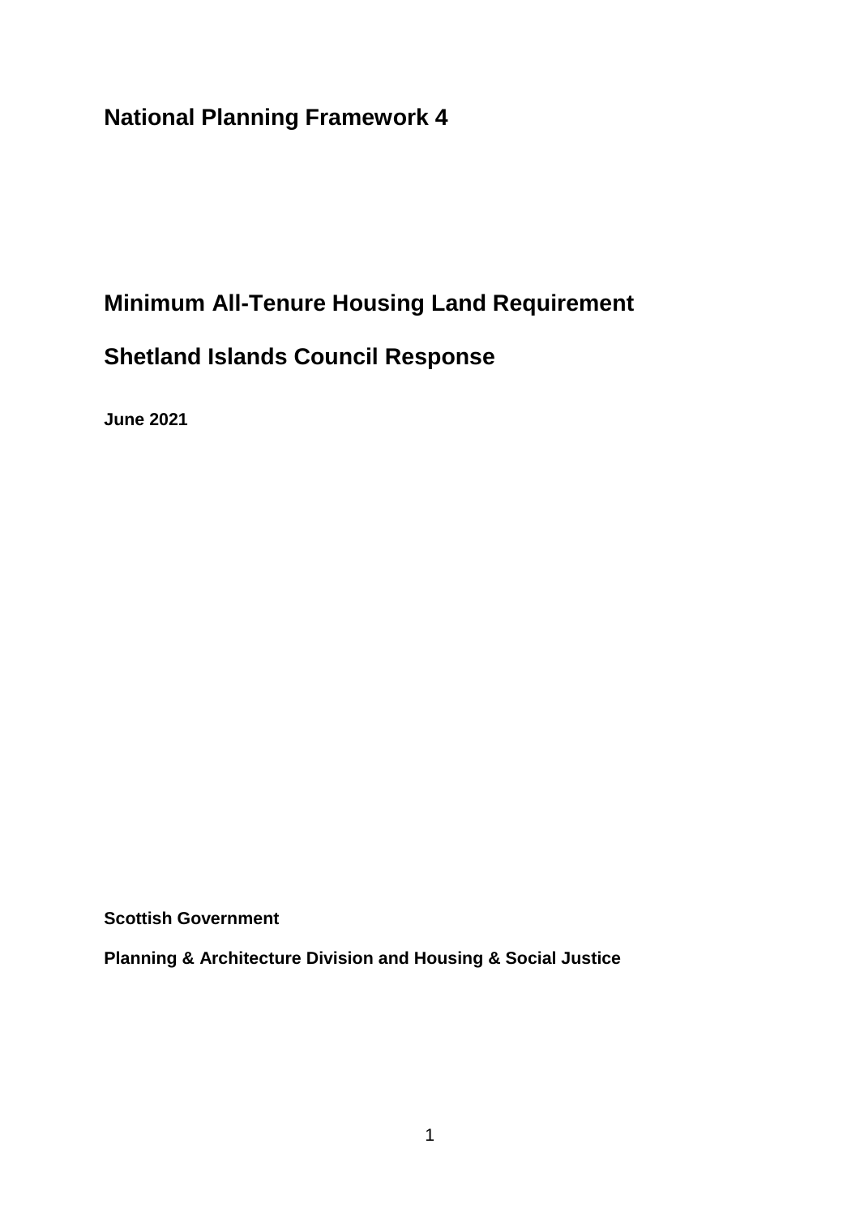# National Planning Framework 4

# Minimum All-Tenure Housing Land Requirement

# Shetland Islands Council Response

**June 2021**

**Scottish Government**

**Planning & Architecture Division and Housing & Social Justice**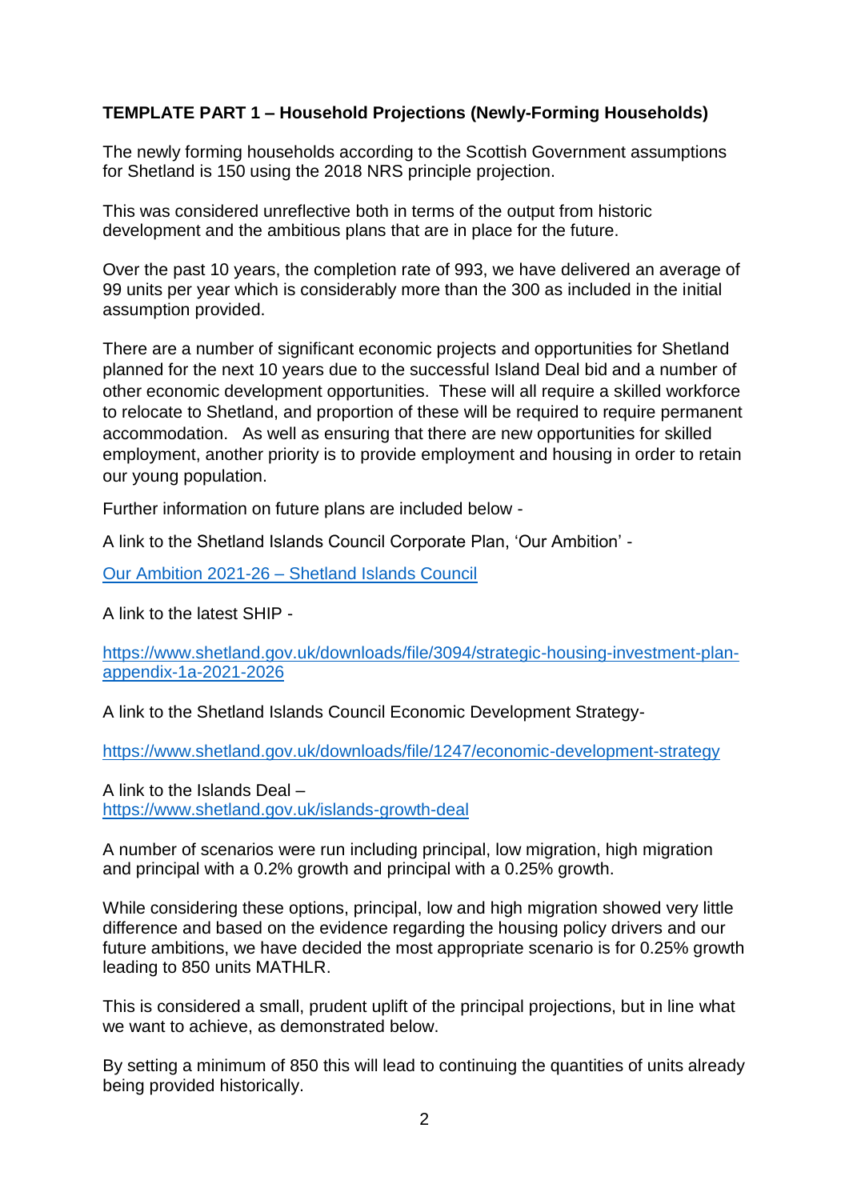**TEMPLATE PART 1 – Household Projections (Newly-Forming Households)**

The newly forming households according to the Scottish Government assumptions for Shetland is 150 using the 2018 NRS principle projection.

This was considered unreflective both in terms of the output from historic development and the ambitious plans that are in place for the future.

Over the past 10 years, the completion rate of 993, we have delivered an average of 99 units per year which is considerably more than the 300 as included in the initial assumption provided.

There are a number of significant economic projects and opportunities for Shetland planned for the next 10 years due to the successful Island Deal bid and a number of other economic development opportunities. These will all require a skilled workforce to relocate to Shetland, and proportion of these will be required to require permanent accommodation. As well as ensuring that there are new opportunities for skilled employment, another priority is to provide employment and housing in order to retain our young population.

Further information on future plans are included below -

A link to the Shetland Islands Council Corporate Plan, 'Our Ambition' -

[Our Ambition 2021-26 – Shetland Islands Council]

A link to the latest SHIP -

https://www.shetland.gov.uk/downloads/file/3094/strategic-housing-investment-plan-appendix-1a-2021-2026

A link to the Shetland Islands Council Economic Development Strategy-

https://www.shetland.gov.uk/downloads/file/1247/economic-development-strategy

A link to the Islands Deal –
https://www.shetland.gov.uk/islands-growth-deal

A number of scenarios were run including principal, low migration, high migration and principal with a 0.2% growth and principal with a 0.25% growth.

While considering these options, principal, low and high migration showed very little difference and based on the evidence regarding the housing policy drivers and our future ambitions, we have decided the most appropriate scenario is for 0.25% growth leading to 850 units MATHLR.

This is considered a small, prudent uplift of the principal projections, but in line what we want to achieve, as demonstrated below.

By setting a minimum of 850 this will lead to continuing the quantities of units already being provided historically.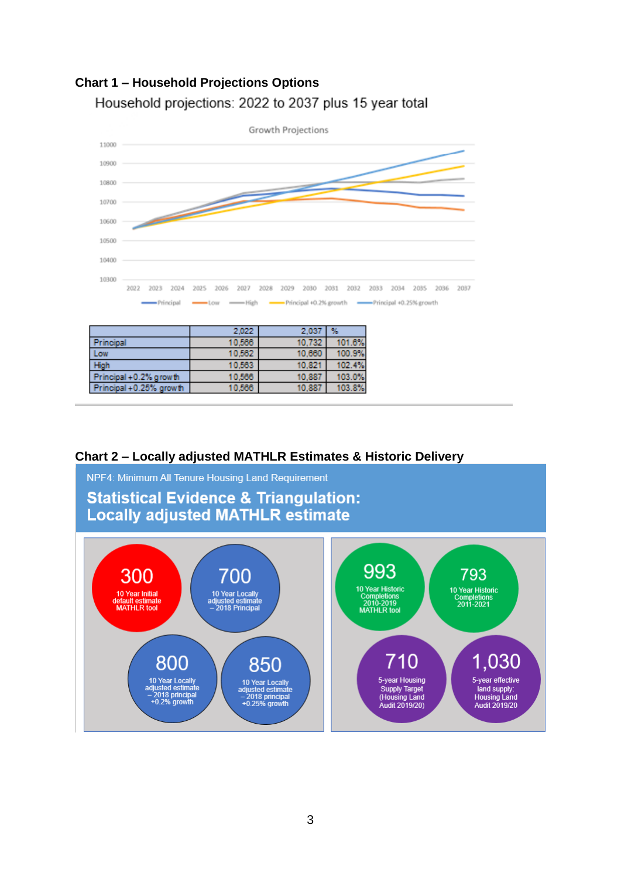### Chart 1 – Household Projections Options

Household projections: 2022 to 2037 plus 15 year total

Growth Projections

| | 2,022 | 2,037 | % |
|---|---|---|---|
| Principal | 10,566 | 10,732 | 101.6% |
| Low | 10,562 | 10,660 | 100.9% |
| High | 10,563 | 10,821 | 102.4% |
| Principal +0.2% growth | 10,566 | 10,887 | 103.0% |
| Principal +0.25% growth | 10,566 | 10,887 | 103.8% |

### Chart 2 – Locally adjusted MATHLR Estimates & Historic Delivery

NPF4: Minimum All Tenure Housing Land Requirement

**Statistical Evidence & Triangulation: Locally adjusted MATHLR estimate**

- **300** – 10 Year Initial default estimate MATHLR tool
- **700** – 10 Year Locally adjusted estimate – 2018 Principal
- **800** – 10 Year Locally adjusted estimate – 2018 principal +0.2% growth
- **850** – 10 Year Locally adjusted estimate – 2018 principal +0.25% growth
- **993** – 10 Year Historic Completions 2010-2019 MATHLR tool
- **793** – 10 Year Historic Completions 2011-2021
- **710** – 5-year Housing Supply Target (Housing Land Audit 2019/20)
- **1,030** – 5-year effective land supply: Housing Land Audit 2019/20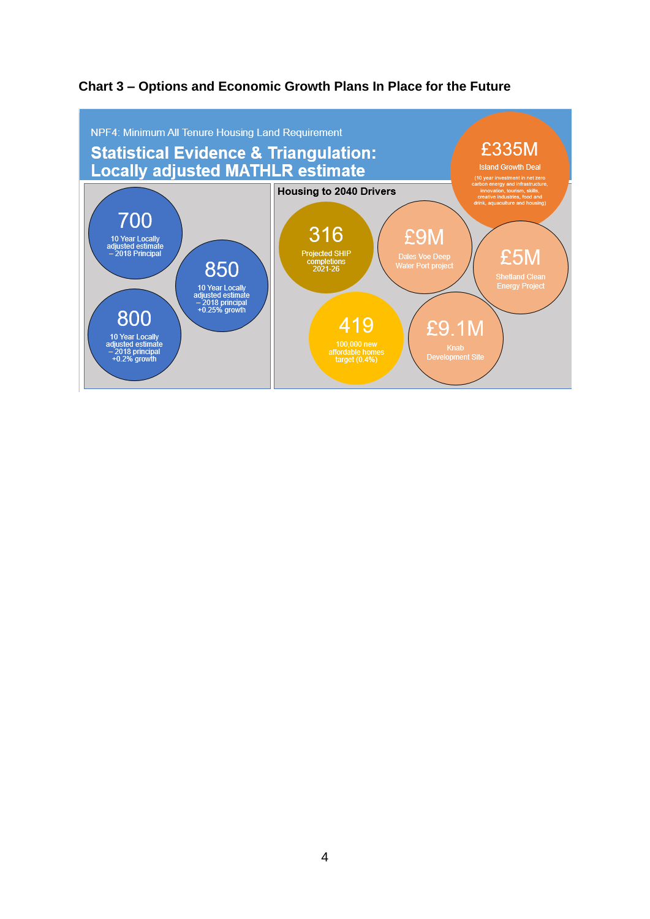**Chart 3 – Options and Economic Growth Plans In Place for the Future**

NPF4: Minimum All Tenure Housing Land Requirement

**Statistical Evidence & Triangulation: Locally adjusted MATHLR estimate**

**700**
10 Year Locally adjusted estimate – 2018 Principal

**850**
10 Year Locally adjusted estimate – 2018 principal +0.25% growth

**800**
10 Year Locally adjusted estimate – 2018 principal +0.2% growth

**Housing to 2040 Drivers**

**£335M**
Island Growth Deal
(10 year investment in net zero carbon energy and infrastructure, innovation, tourism, skills, creative industries, food and drink, aquaculture and housing)

**316**
Projected SHIP completions 2021-26

**£9M**
Dales Voe Deep Water Port project

**£5M**
Shetland Clean Energy Project

**419**
100,000 new affordable homes target (0.4%)

**£9.1M**
Knab Development Site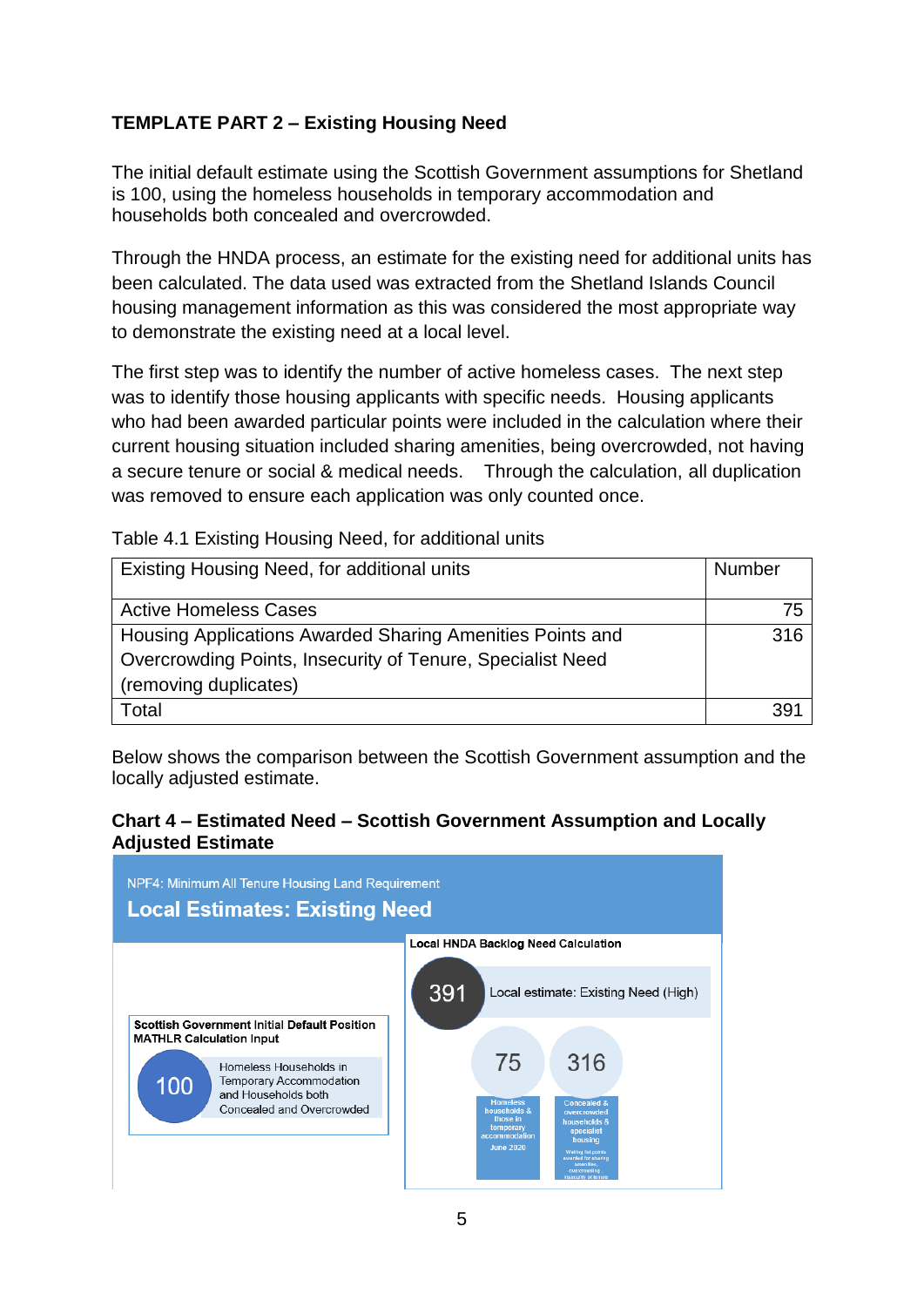**TEMPLATE PART 2 – Existing Housing Need**

The initial default estimate using the Scottish Government assumptions for Shetland is 100, using the homeless households in temporary accommodation and households both concealed and overcrowded.

Through the HNDA process, an estimate for the existing need for additional units has been calculated. The data used was extracted from the Shetland Islands Council housing management information as this was considered the most appropriate way to demonstrate the existing need at a local level.

The first step was to identify the number of active homeless cases. The next step was to identify those housing applicants with specific needs. Housing applicants who had been awarded particular points were included in the calculation where their current housing situation included sharing amenities, being overcrowded, not having a secure tenure or social & medical needs. Through the calculation, all duplication was removed to ensure each application was only counted once.

Table 4.1 Existing Housing Need, for additional units

| Existing Housing Need, for additional units | Number |
|---|---|
| Active Homeless Cases | 75 |
| Housing Applications Awarded Sharing Amenities Points and Overcrowding Points, Insecurity of Tenure, Specialist Need (removing duplicates) | 316 |
| Total | 391 |

Below shows the comparison between the Scottish Government assumption and the locally adjusted estimate.

**Chart 4 – Estimated Need – Scottish Government Assumption and Locally Adjusted Estimate**

NPF4: Minimum All Tenure Housing Land Requirement

**Local Estimates: Existing Need**

**Scottish Government Initial Default Position MATHLR Calculation Input**

100 — Homeless Households in Temporary Accommodation and Households both Concealed and Overcrowded

**Local HNDA Backlog Need Calculation**

391 — Local estimate: Existing Need (High)

75 — Homeless households & those in temporary accommodation June 2020

316 — Concealed & overcrowded households & specialist housing (Waiting list points awarded for sharing amenities, overcrowding insecurity of tenure)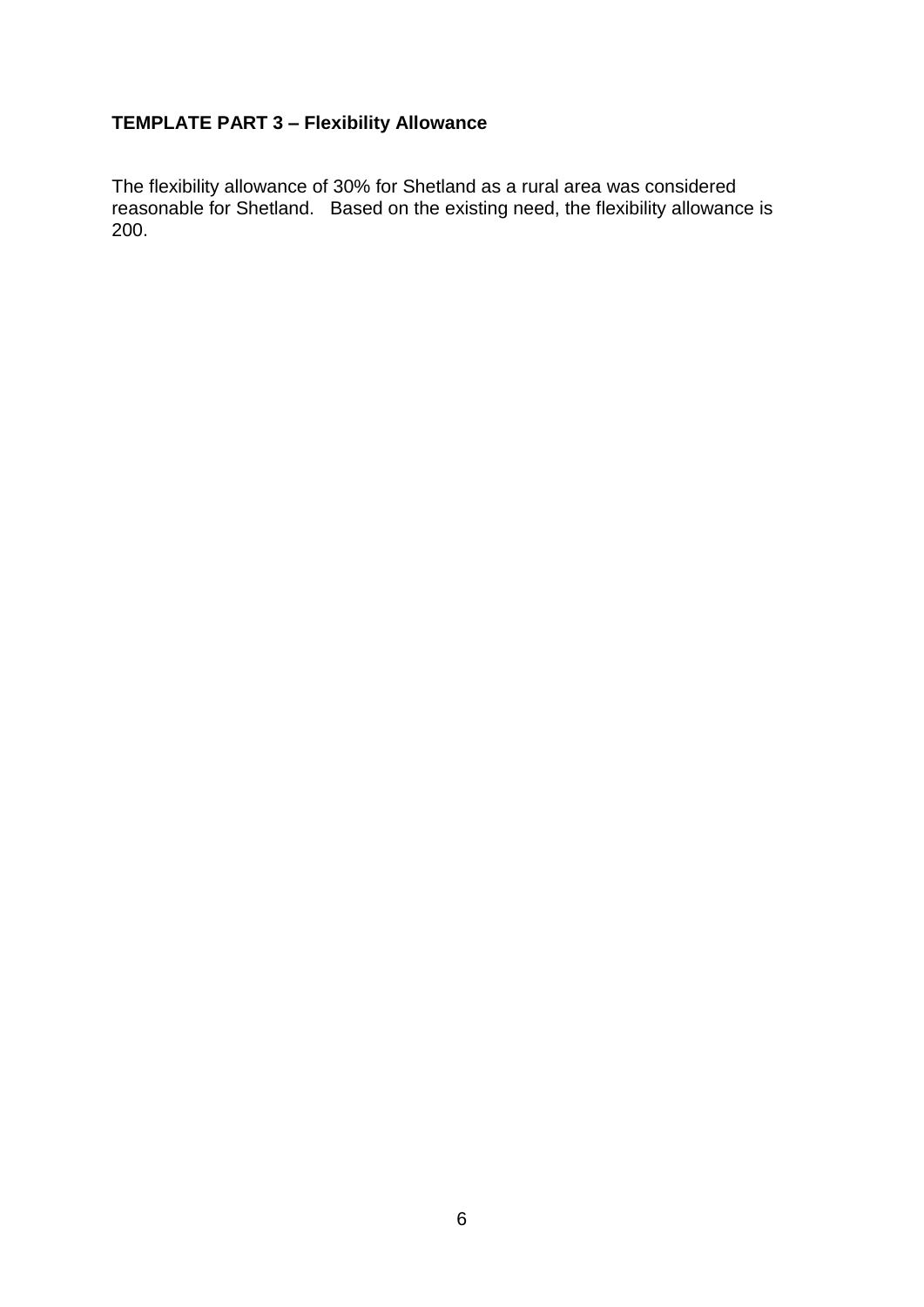**TEMPLATE PART 3 – Flexibility Allowance**

The flexibility allowance of 30% for Shetland as a rural area was considered reasonable for Shetland. Based on the existing need, the flexibility allowance is 200.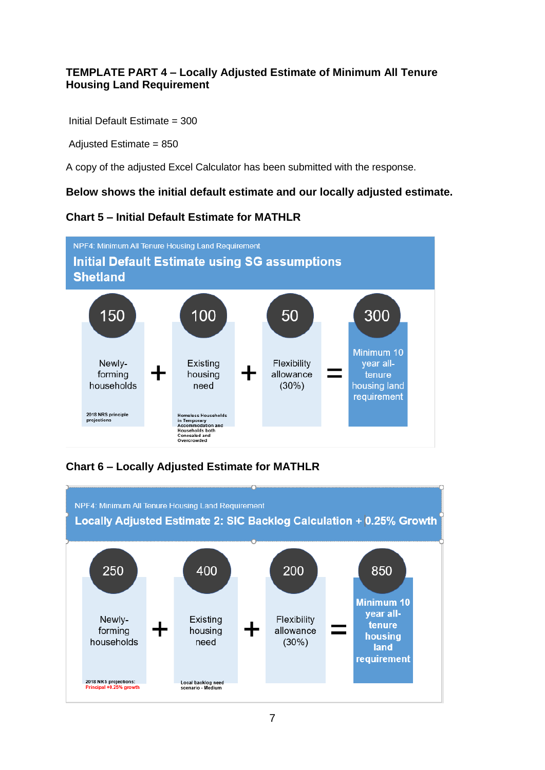**TEMPLATE PART 4 – Locally Adjusted Estimate of Minimum All Tenure Housing Land Requirement**

Initial Default Estimate = 300

Adjusted Estimate = 850

A copy of the adjusted Excel Calculator has been submitted with the response.

**Below shows the initial default estimate and our locally adjusted estimate.**

**Chart 5 – Initial Default Estimate for MATHLR**

NPF4: Minimum All Tenure Housing Land Requirement

**Initial Default Estimate using SG assumptions**
**Shetland**

| 150 | | 100 | | 50 | | 300 |
|---|---|---|---|---|---|---|
| Newly-forming households | + | Existing housing need | + | Flexibility allowance (30%) | = | Minimum 10 year all-tenure housing land requirement |
| 2018 NRS principle projections | | Homeless Households in Temporary Accommodation and Households both Concealed and Overcrowded | | | | |

**Chart 6 – Locally Adjusted Estimate for MATHLR**

NPF4: Minimum All Tenure Housing Land Requirement

**Locally Adjusted Estimate 2: SIC Backlog Calculation + 0.25% Growth**

| 250 | | 400 | | 200 | | 850 |
|---|---|---|---|---|---|---|
| Newly-forming households | + | Existing housing need | + | Flexibility allowance (30%) | = | **Minimum 10 year all-tenure housing land requirement** |
| 2018 NRS projections: Principal +0.25% growth | | Local backlog need scenario - Medium | | | | |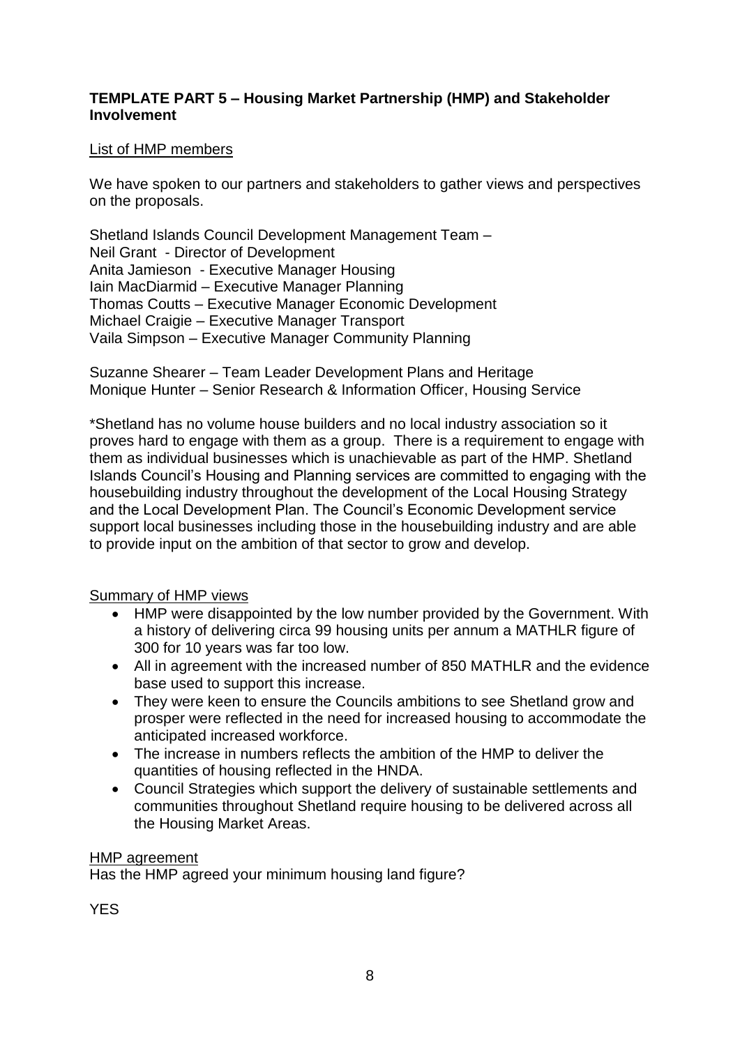**TEMPLATE PART 5 – Housing Market Partnership (HMP) and Stakeholder Involvement**

List of HMP members

We have spoken to our partners and stakeholders to gather views and perspectives on the proposals.

Shetland Islands Council Development Management Team –
Neil Grant - Director of Development
Anita Jamieson - Executive Manager Housing
Iain MacDiarmid – Executive Manager Planning
Thomas Coutts – Executive Manager Economic Development
Michael Craigie – Executive Manager Transport
Vaila Simpson – Executive Manager Community Planning

Suzanne Shearer – Team Leader Development Plans and Heritage
Monique Hunter – Senior Research & Information Officer, Housing Service

*Shetland has no volume house builders and no local industry association so it proves hard to engage with them as a group. There is a requirement to engage with them as individual businesses which is unachievable as part of the HMP. Shetland Islands Council's Housing and Planning services are committed to engaging with the housebuilding industry throughout the development of the Local Housing Strategy and the Local Development Plan. The Council's Economic Development service support local businesses including those in the housebuilding industry and are able to provide input on the ambition of that sector to grow and develop.

Summary of HMP views

- HMP were disappointed by the low number provided by the Government. With a history of delivering circa 99 housing units per annum a MATHLR figure of 300 for 10 years was far too low.
- All in agreement with the increased number of 850 MATHLR and the evidence base used to support this increase.
- They were keen to ensure the Councils ambitions to see Shetland grow and prosper were reflected in the need for increased housing to accommodate the anticipated increased workforce.
- The increase in numbers reflects the ambition of the HMP to deliver the quantities of housing reflected in the HNDA.
- Council Strategies which support the delivery of sustainable settlements and communities throughout Shetland require housing to be delivered across all the Housing Market Areas.

HMP agreement

Has the HMP agreed your minimum housing land figure?

YES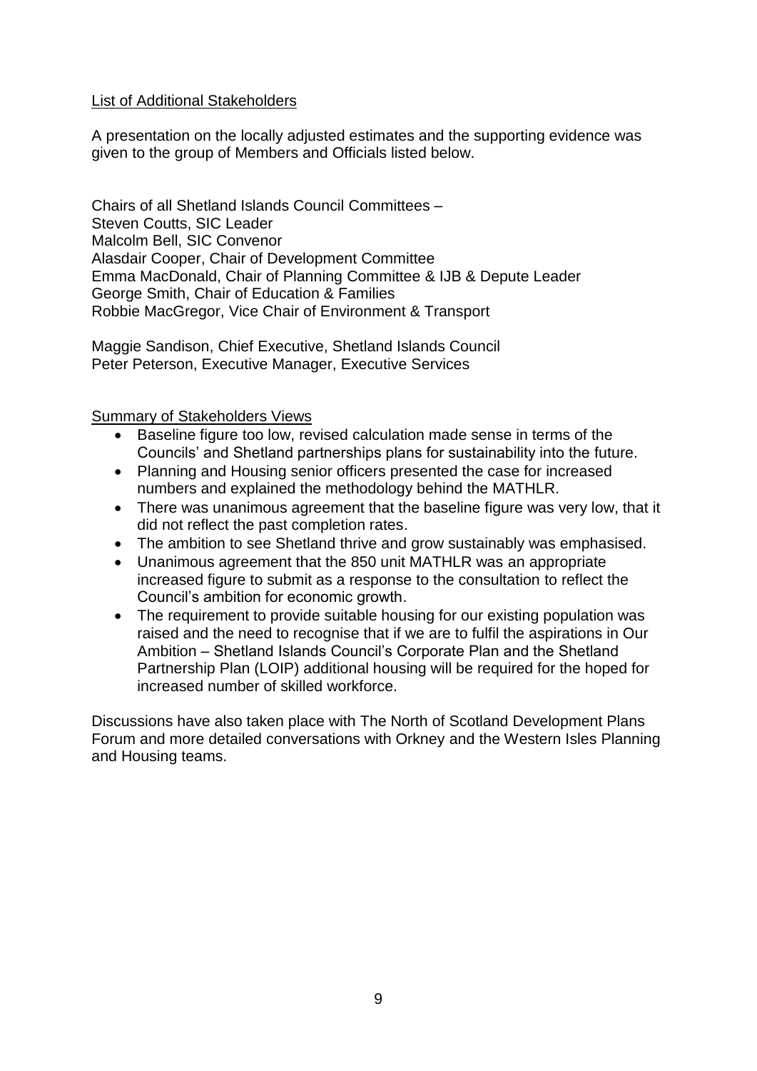List of Additional Stakeholders

A presentation on the locally adjusted estimates and the supporting evidence was given to the group of Members and Officials listed below.

Chairs of all Shetland Islands Council Committees –
Steven Coutts, SIC Leader
Malcolm Bell, SIC Convenor
Alasdair Cooper, Chair of Development Committee
Emma MacDonald, Chair of Planning Committee & IJB & Depute Leader
George Smith, Chair of Education & Families
Robbie MacGregor, Vice Chair of Environment & Transport

Maggie Sandison, Chief Executive, Shetland Islands Council
Peter Peterson, Executive Manager, Executive Services

Summary of Stakeholders Views

- Baseline figure too low, revised calculation made sense in terms of the Councils' and Shetland partnerships plans for sustainability into the future.
- Planning and Housing senior officers presented the case for increased numbers and explained the methodology behind the MATHLR.
- There was unanimous agreement that the baseline figure was very low, that it did not reflect the past completion rates.
- The ambition to see Shetland thrive and grow sustainably was emphasised.
- Unanimous agreement that the 850 unit MATHLR was an appropriate increased figure to submit as a response to the consultation to reflect the Council's ambition for economic growth.
- The requirement to provide suitable housing for our existing population was raised and the need to recognise that if we are to fulfil the aspirations in Our Ambition – Shetland Islands Council's Corporate Plan and the Shetland Partnership Plan (LOIP) additional housing will be required for the hoped for increased number of skilled workforce.

Discussions have also taken place with The North of Scotland Development Plans Forum and more detailed conversations with Orkney and the Western Isles Planning and Housing teams.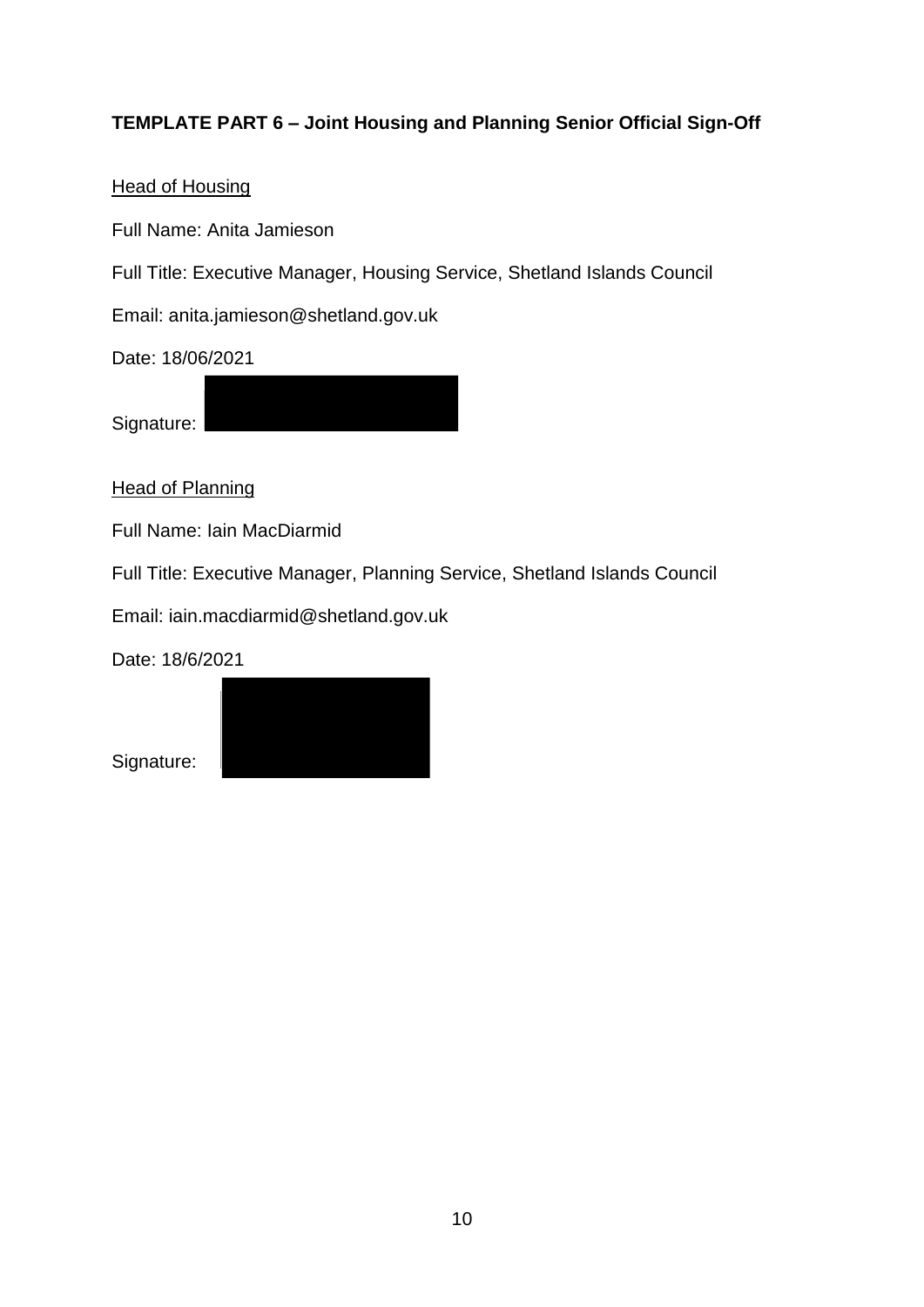**TEMPLATE PART 6 – Joint Housing and Planning Senior Official Sign-Off**

Head of Housing

Full Name: Anita Jamieson

Full Title: Executive Manager, Housing Service, Shetland Islands Council

Email: anita.jamieson@shetland.gov.uk

Date: 18/06/2021

Signature:

Head of Planning

Full Name: Iain MacDiarmid

Full Title: Executive Manager, Planning Service, Shetland Islands Council

Email: iain.macdiarmid@shetland.gov.uk

Date: 18/6/2021

Signature: